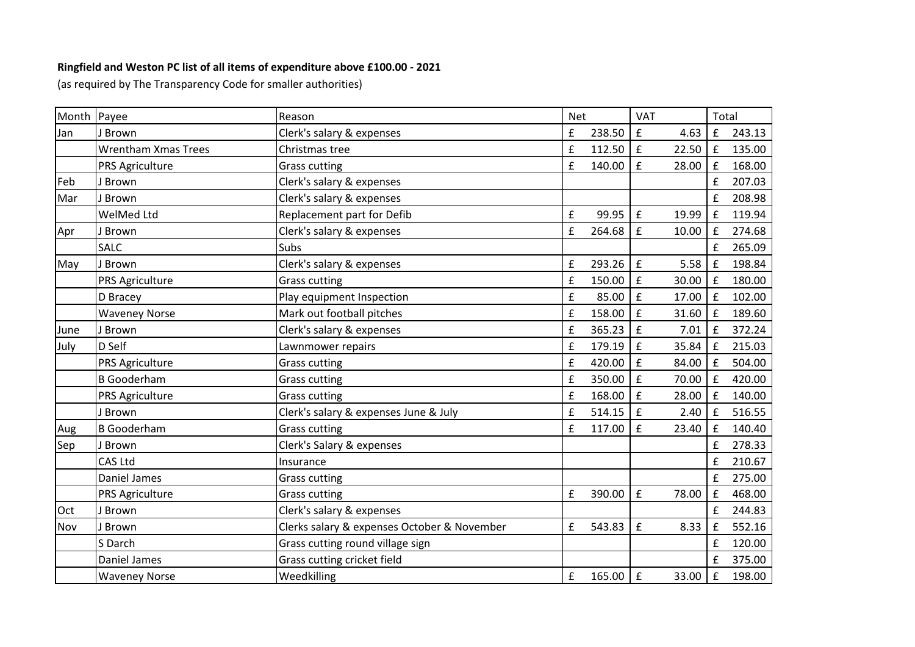**Ringfield and Weston PC list of all items of expenditure above £100.00 - 2021**

(as required by The Transparency Code for smaller authorities)

| Month | Payee | Reason | Net | VAT | Total |
|---|---|---|---|---|---|
| Jan | J Brown | Clerk's salary & expenses | £ 238.50 | £ 4.63 | £ 243.13 |
| | Wrentham Xmas Trees | Christmas tree | £ 112.50 | £ 22.50 | £ 135.00 |
| | PRS Agriculture | Grass cutting | £ 140.00 | £ 28.00 | £ 168.00 |
| Feb | J Brown | Clerk's salary & expenses | | | £ 207.03 |
| Mar | J Brown | Clerk's salary & expenses | | | £ 208.98 |
| | WelMed Ltd | Replacement part for Defib | £ 99.95 | £ 19.99 | £ 119.94 |
| Apr | J Brown | Clerk's salary & expenses | £ 264.68 | £ 10.00 | £ 274.68 |
| | SALC | Subs | | | £ 265.09 |
| May | J Brown | Clerk's salary & expenses | £ 293.26 | £ 5.58 | £ 198.84 |
| | PRS Agriculture | Grass cutting | £ 150.00 | £ 30.00 | £ 180.00 |
| | D Bracey | Play equipment Inspection | £ 85.00 | £ 17.00 | £ 102.00 |
| | Waveney Norse | Mark out football pitches | £ 158.00 | £ 31.60 | £ 189.60 |
| June | J Brown | Clerk's salary & expenses | £ 365.23 | £ 7.01 | £ 372.24 |
| July | D Self | Lawnmower repairs | £ 179.19 | £ 35.84 | £ 215.03 |
| | PRS Agriculture | Grass cutting | £ 420.00 | £ 84.00 | £ 504.00 |
| | B Gooderham | Grass cutting | £ 350.00 | £ 70.00 | £ 420.00 |
| | PRS Agriculture | Grass cutting | £ 168.00 | £ 28.00 | £ 140.00 |
| | J Brown | Clerk's salary & expenses June & July | £ 514.15 | £ 2.40 | £ 516.55 |
| Aug | B Gooderham | Grass cutting | £ 117.00 | £ 23.40 | £ 140.40 |
| Sep | J Brown | Clerk's Salary & expenses | | | £ 278.33 |
| | CAS Ltd | Insurance | | | £ 210.67 |
| | Daniel James | Grass cutting | | | £ 275.00 |
| | PRS Agriculture | Grass cutting | £ 390.00 | £ 78.00 | £ 468.00 |
| Oct | J Brown | Clerk's salary & expenses | | | £ 244.83 |
| Nov | J Brown | Clerks salary & expenses October & November | £ 543.83 | £ 8.33 | £ 552.16 |
| | S Darch | Grass cutting round village sign | | | £ 120.00 |
| | Daniel James | Grass cutting cricket field | | | £ 375.00 |
| | Waveney Norse | Weedkilling | £ 165.00 | £ 33.00 | £ 198.00 |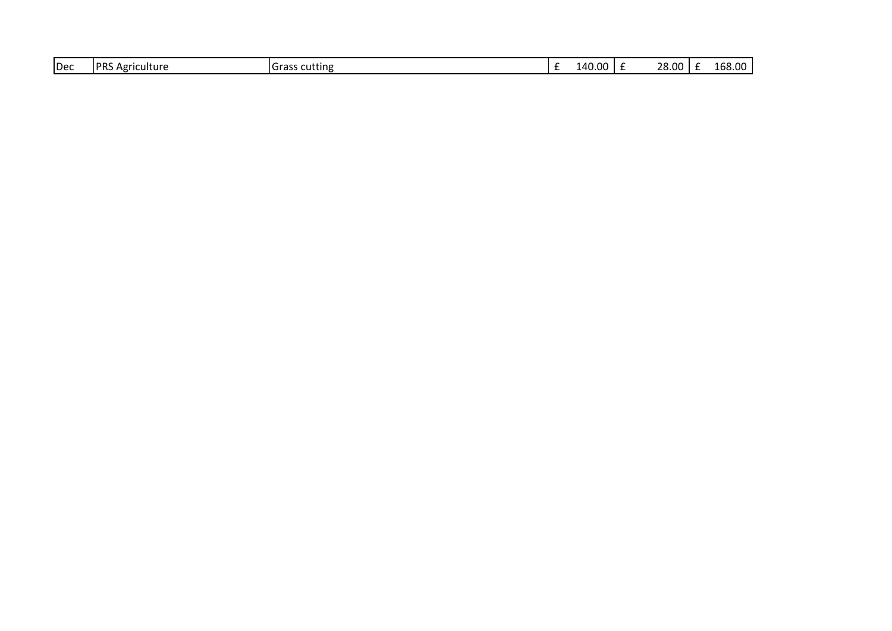| | | | | | |
|---|---|---|---|---|---|
| Dec | PRS Agriculture | Grass cutting | £ 140.00 | £ 28.00 | £ 168.00 |